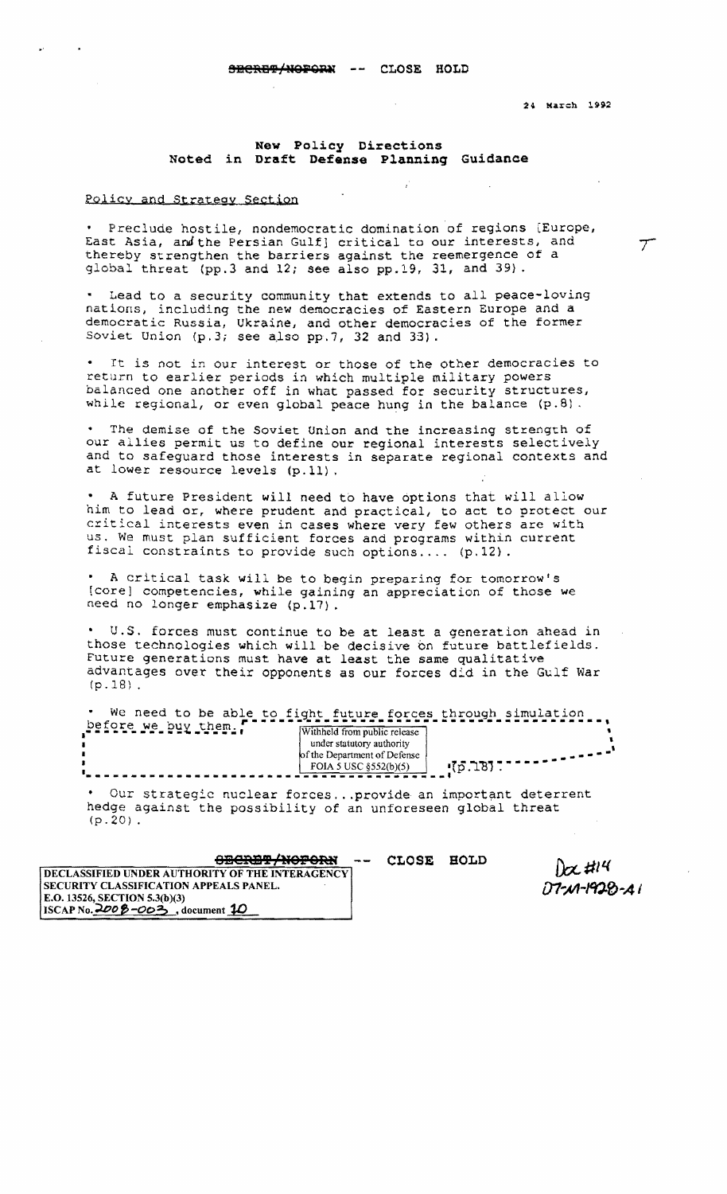~~SECRET/NOFORN~~ -- CLOSE HOLD

24 March 1992

## New Policy Directions Noted in Draft Defense Planning Guidance

Policy and Strategy Section

- Preclude hostile, nondemocratic domination of regions [Europe, East Asia, and the Persian Gulf] critical to our interests, and thereby strengthen the barriers against the reemergence of a global threat (pp.3 and 12; see also pp.19, 31, and 39).

- Lead to a security community that extends to all peace-loving nations, including the new democracies of Eastern Europe and a democratic Russia, Ukraine, and other democracies of the former Soviet Union (p.3; see also pp.7, 32 and 33).

- It is not in our interest or those of the other democracies to return to earlier periods in which multiple military powers balanced one another off in what passed for security structures, while regional, or even global peace hung in the balance (p.8).

- The demise of the Soviet Union and the increasing strength of our allies permit us to define our regional interests selectively and to safeguard those interests in separate regional contexts and at lower resource levels (p.11).

- A future President will need to have options that will allow him to lead or, where prudent and practical, to act to protect our critical interests even in cases where very few others are with us. We must plan sufficient forces and programs within current fiscal constraints to provide such options.... (p.12).

- A critical task will be to begin preparing for tomorrow's [core] competencies, while gaining an appreciation of those we need no longer emphasize (p.17).

- U.S. forces must continue to be at least a generation ahead in those technologies which will be decisive on future battlefields. Future generations must have at least the same qualitative advantages over their opponents as our forces did in the Gulf War (p.18).

- We need to be able to fight future forces through simulation before we buy them. [Withheld from public release under statutory authority of the Department of Defense FOIA 5 USC §552(b)(5)] (p.18).

- Our strategic nuclear forces...provide an important deterrent hedge against the possibility of an unforeseen global threat (p.20).

~~SECRET/NOFORN~~ -- CLOSE HOLD

DECLASSIFIED UNDER AUTHORITY OF THE INTERAGENCY SECURITY CLASSIFICATION APPEALS PANEL.
E.O. 13526, SECTION 5.3(b)(3)
ISCAP No. 2008-003, document 10

Doc #14
07-M-1928-A1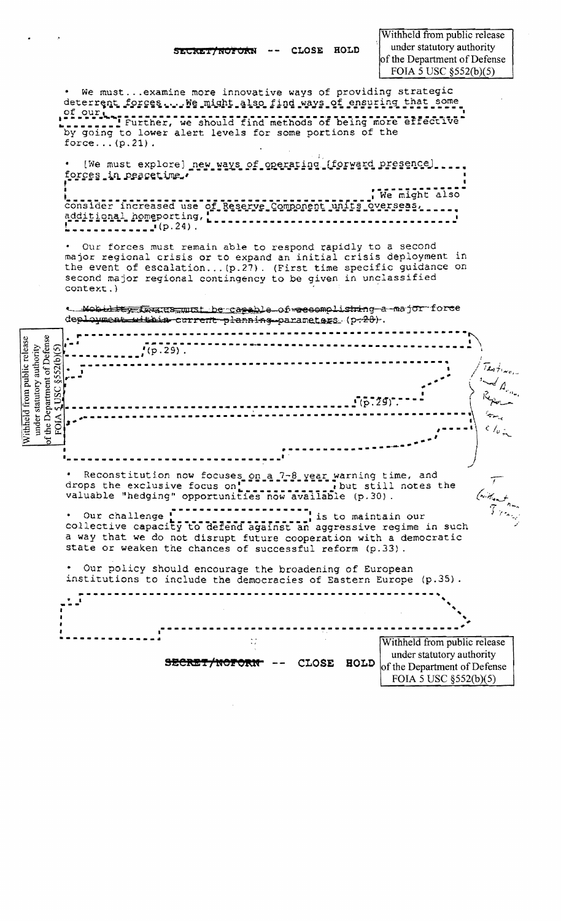SECRET/NOFORN -- CLOSE HOLD

Withheld from public release under statutory authority of the Department of Defense FOIA 5 USC §552(b)(5)

- We must...examine more innovative ways of providing strategic deterrent forces....We might also find ways of ensuring that some of our [withheld] Further, we should find methods of being more effective by going to lower alert levels for some portions of the force...(p.21).

- [We must explore] new ways of operating [forward presence] forces in peacetime, [withheld] We might also consider increased use of Reserve Component units overseas, additional homeporting, [withheld] (p.24).

- Our forces must remain able to respond rapidly to a second major regional crisis or to expand an initial crisis deployment in the event of escalation...(p.27). (First time specific guidance on second major regional contingency to be given in unclassified context.)

- ~~Mobility forces must be capable of accomplishing a major force deployment within current planning parameters (p.28).~~

[withheld] (p.29).

- [withheld] (p.29).

- [withheld]

Withheld from public release under statutory authority of the Department of Defense FOIA 5 USC §552(b)(5)

- Reconstitution now focuses on a 7-8 year warning time, and drops the exclusive focus on [withheld] but still notes the valuable "hedging" opportunities now available (p.30).

- Our challenge [withheld] is to maintain our collective capacity to defend against an aggressive regime in such a way that we do not disrupt future cooperation with a democratic state or weaken the chances of successful reform (p.33).

- Our policy should encourage the broadening of European institutions to include the democracies of Eastern Europe (p.35).

[withheld]

SECRET/NOFORN -- CLOSE HOLD

Withheld from public release under statutory authority of the Department of Defense FOIA 5 USC §552(b)(5)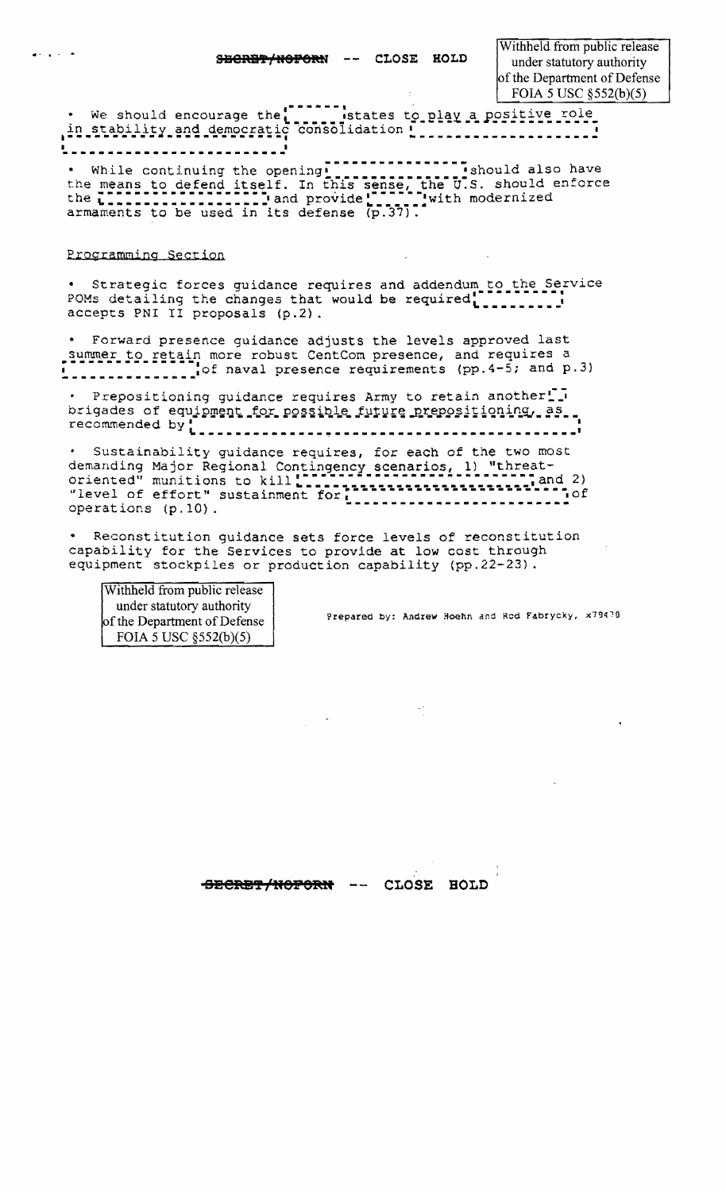SECRET/NOFORN -- CLOSE HOLD

Withheld from public release under statutory authority of the Department of Defense FOIA 5 USC §552(b)(5)

- We should encourage the [ ] states to play a positive role in stability and democratic consolidation [ ]

- While continuing the opening [ ] should also have the means to defend itself. In this sense, the U.S. should enforce the [ ] and provide [ ] with modernized armaments to be used in its defense (p.37).

Programming Section

- Strategic forces guidance requires and addendum to the Service POMs detailing the changes that would be required [ ] accepts PNI II proposals (p.2).

- Forward presence guidance adjusts the levels approved last summer to retain more robust CentCom presence, and requires a [ ] of naval presence requirements (pp.4-5; and p.3)

- Prepositioning guidance requires Army to retain another [ ] brigades of equipment for possible future prepositioning, as recommended by [ ]

- Sustainability guidance requires, for each of the two most demanding Major Regional Contingency scenarios, 1) "threat-oriented" munitions to kill [ ] and 2) "level of effort" sustainment for [ ] of operations (p.10).

- Reconstitution guidance sets force levels of reconstitution capability for the Services to provide at low cost through equipment stockpiles or production capability (pp.22-23).

Withheld from public release under statutory authority of the Department of Defense FOIA 5 USC §552(b)(5)

Prepared by: Andrew Hoehn and Rod Fabrycky, x79478

SECRET/NOFORN -- CLOSE HOLD